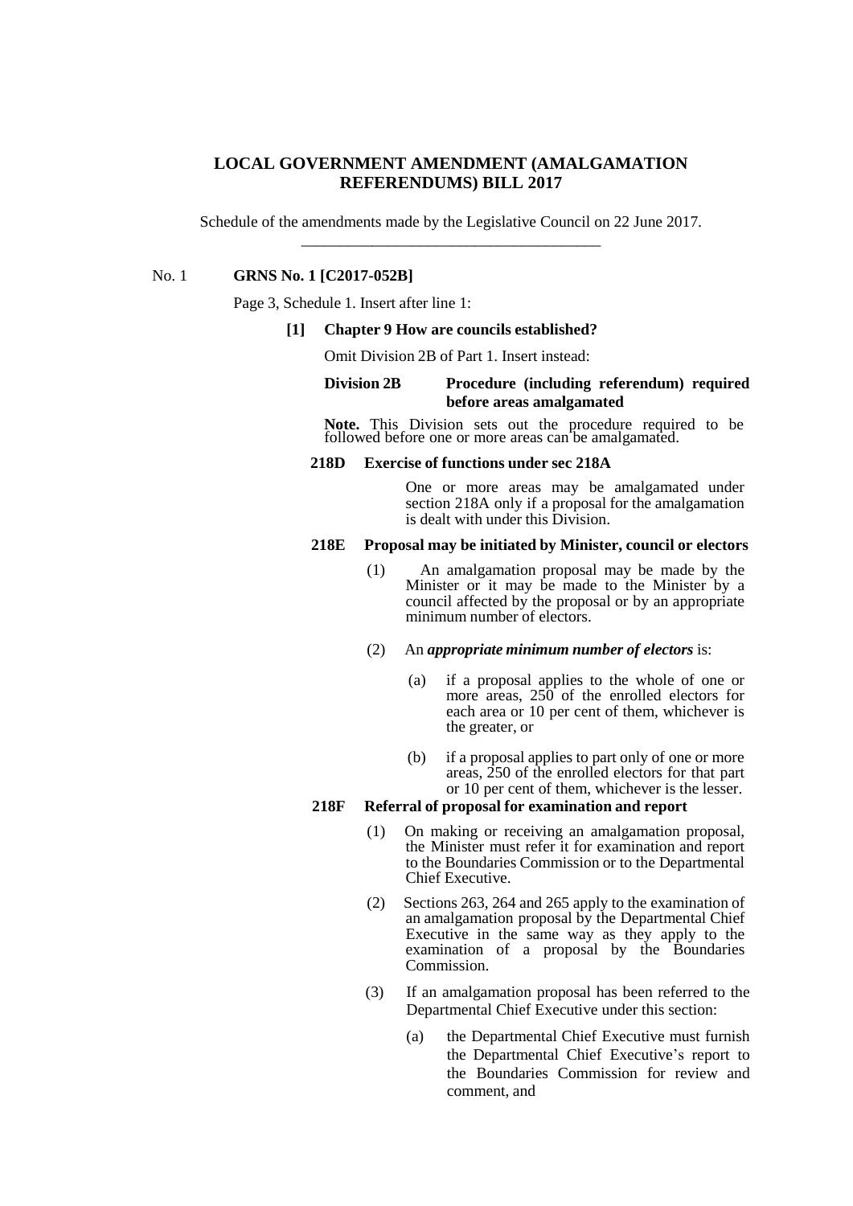# LOCAL GOVERNMENT AMENDMENT (AMALGAMATION REFERENDUMS) BILL 2017

Schedule of the amendments made by the Legislative Council on 22 June 2017.

---

No. 1 **GRNS No. 1 [C2017-052B]**

Page 3, Schedule 1. Insert after line 1:

**[1] Chapter 9 How are councils established?**

Omit Division 2B of Part 1. Insert instead:

**Division 2B Procedure (including referendum) required before areas amalgamated**

**Note.** This Division sets out the procedure required to be followed before one or more areas can be amalgamated.

**218D Exercise of functions under sec 218A**

One or more areas may be amalgamated under section 218A only if a proposal for the amalgamation is dealt with under this Division.

**218E Proposal may be initiated by Minister, council or electors**

(1) An amalgamation proposal may be made by the Minister or it may be made to the Minister by a council affected by the proposal or by an appropriate minimum number of electors.

(2) An ***appropriate minimum number of electors*** is:

(a) if a proposal applies to the whole of one or more areas, 250 of the enrolled electors for each area or 10 per cent of them, whichever is the greater, or

(b) if a proposal applies to part only of one or more areas, 250 of the enrolled electors for that part or 10 per cent of them, whichever is the lesser.

**218F Referral of proposal for examination and report**

(1) On making or receiving an amalgamation proposal, the Minister must refer it for examination and report to the Boundaries Commission or to the Departmental Chief Executive.

(2) Sections 263, 264 and 265 apply to the examination of an amalgamation proposal by the Departmental Chief Executive in the same way as they apply to the examination of a proposal by the Boundaries Commission.

(3) If an amalgamation proposal has been referred to the Departmental Chief Executive under this section:

(a) the Departmental Chief Executive must furnish the Departmental Chief Executive's report to the Boundaries Commission for review and comment, and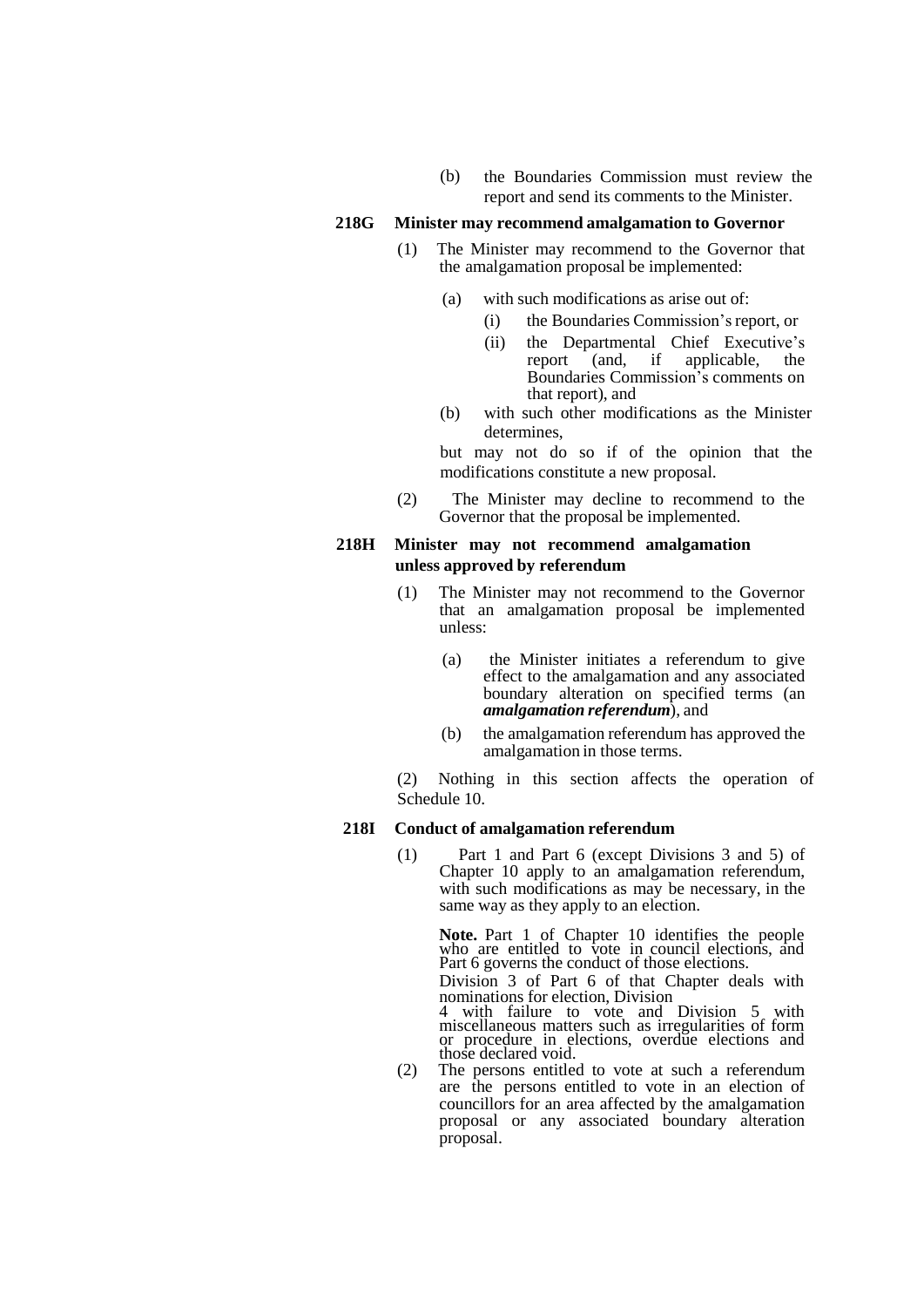(b) the Boundaries Commission must review the report and send its comments to the Minister.

### 218G Minister may recommend amalgamation to Governor

(1) The Minister may recommend to the Governor that the amalgamation proposal be implemented:

- (a) with such modifications as arise out of:
  - (i) the Boundaries Commission's report, or
  - (ii) the Departmental Chief Executive's report (and, if applicable, the Boundaries Commission's comments on that report), and
- (b) with such other modifications as the Minister determines,

but may not do so if of the opinion that the modifications constitute a new proposal.

(2) The Minister may decline to recommend to the Governor that the proposal be implemented.

### 218H Minister may not recommend amalgamation unless approved by referendum

(1) The Minister may not recommend to the Governor that an amalgamation proposal be implemented unless:

- (a) the Minister initiates a referendum to give effect to the amalgamation and any associated boundary alteration on specified terms (an ***amalgamation referendum***), and
- (b) the amalgamation referendum has approved the amalgamation in those terms.

(2) Nothing in this section affects the operation of Schedule 10.

### 218I Conduct of amalgamation referendum

(1) Part 1 and Part 6 (except Divisions 3 and 5) of Chapter 10 apply to an amalgamation referendum, with such modifications as may be necessary, in the same way as they apply to an election.

**Note.** Part 1 of Chapter 10 identifies the people who are entitled to vote in council elections, and Part 6 governs the conduct of those elections.
Division 3 of Part 6 of that Chapter deals with nominations for election, Division 4 with failure to vote and Division 5 with miscellaneous matters such as irregularities of form or procedure in elections, overdue elections and those declared void.

(2) The persons entitled to vote at such a referendum are the persons entitled to vote in an election of councillors for an area affected by the amalgamation proposal or any associated boundary alteration proposal.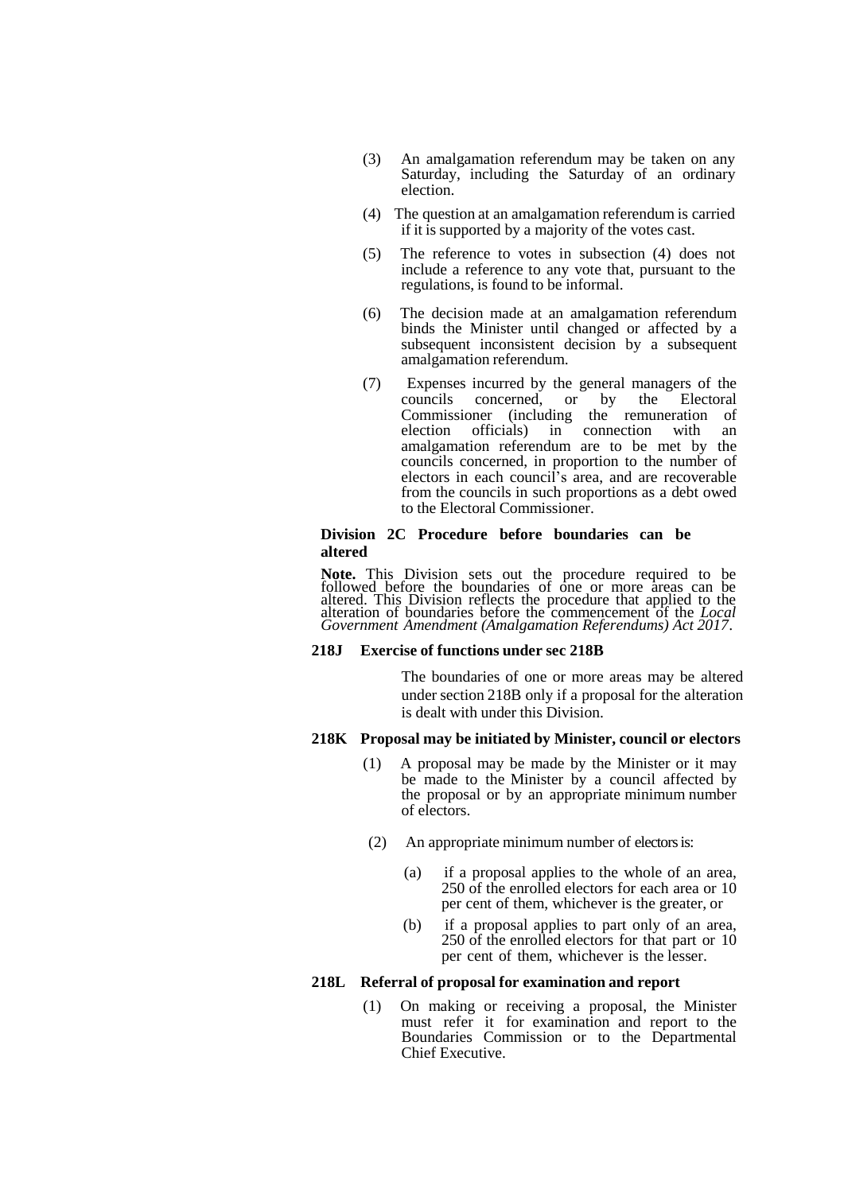(3) An amalgamation referendum may be taken on any Saturday, including the Saturday of an ordinary election.

(4) The question at an amalgamation referendum is carried if it is supported by a majority of the votes cast.

(5) The reference to votes in subsection (4) does not include a reference to any vote that, pursuant to the regulations, is found to be informal.

(6) The decision made at an amalgamation referendum binds the Minister until changed or affected by a subsequent inconsistent decision by a subsequent amalgamation referendum.

(7) Expenses incurred by the general managers of the councils concerned, or by the Electoral Commissioner (including the remuneration of election officials) in connection with an amalgamation referendum are to be met by the councils concerned, in proportion to the number of electors in each council's area, and are recoverable from the councils in such proportions as a debt owed to the Electoral Commissioner.

### Division 2C Procedure before boundaries can be altered

**Note.** This Division sets out the procedure required to be followed before the boundaries of one or more areas can be altered. This Division reflects the procedure that applied to the alteration of boundaries before the commencement of the *Local Government Amendment (Amalgamation Referendums) Act 2017*.

#### 218J Exercise of functions under sec 218B

The boundaries of one or more areas may be altered under section 218B only if a proposal for the alteration is dealt with under this Division.

#### 218K Proposal may be initiated by Minister, council or electors

(1) A proposal may be made by the Minister or it may be made to the Minister by a council affected by the proposal or by an appropriate minimum number of electors.

(2) An appropriate minimum number of electors is:

(a) if a proposal applies to the whole of an area, 250 of the enrolled electors for each area or 10 per cent of them, whichever is the greater, or

(b) if a proposal applies to part only of an area, 250 of the enrolled electors for that part or 10 per cent of them, whichever is the lesser.

#### 218L Referral of proposal for examination and report

(1) On making or receiving a proposal, the Minister must refer it for examination and report to the Boundaries Commission or to the Departmental Chief Executive.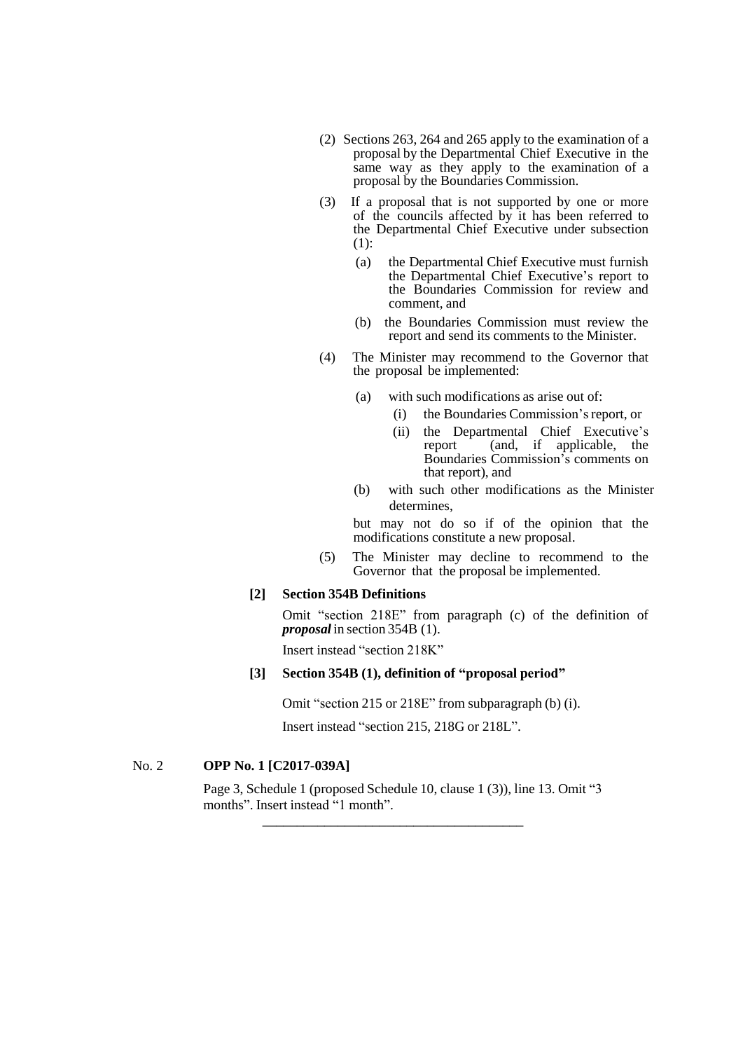(2) Sections 263, 264 and 265 apply to the examination of a proposal by the Departmental Chief Executive in the same way as they apply to the examination of a proposal by the Boundaries Commission.

(3) If a proposal that is not supported by one or more of the councils affected by it has been referred to the Departmental Chief Executive under subsection (1):

(a) the Departmental Chief Executive must furnish the Departmental Chief Executive's report to the Boundaries Commission for review and comment, and

(b) the Boundaries Commission must review the report and send its comments to the Minister.

(4) The Minister may recommend to the Governor that the proposal be implemented:

(a) with such modifications as arise out of:

(i) the Boundaries Commission's report, or

(ii) the Departmental Chief Executive's report (and, if applicable, the Boundaries Commission's comments on that report), and

(b) with such other modifications as the Minister determines,

but may not do so if of the opinion that the modifications constitute a new proposal.

(5) The Minister may decline to recommend to the Governor that the proposal be implemented.

**[2] Section 354B Definitions**

Omit "section 218E" from paragraph (c) of the definition of ***proposal*** in section 354B (1).

Insert instead "section 218K"

**[3] Section 354B (1), definition of "proposal period"**

Omit "section 215 or 218E" from subparagraph (b) (i).

Insert instead "section 215, 218G or 218L".

No. 2 **OPP No. 1 [C2017-039A]**

Page 3, Schedule 1 (proposed Schedule 10, clause 1 (3)), line 13. Omit "3 months". Insert instead "1 month".